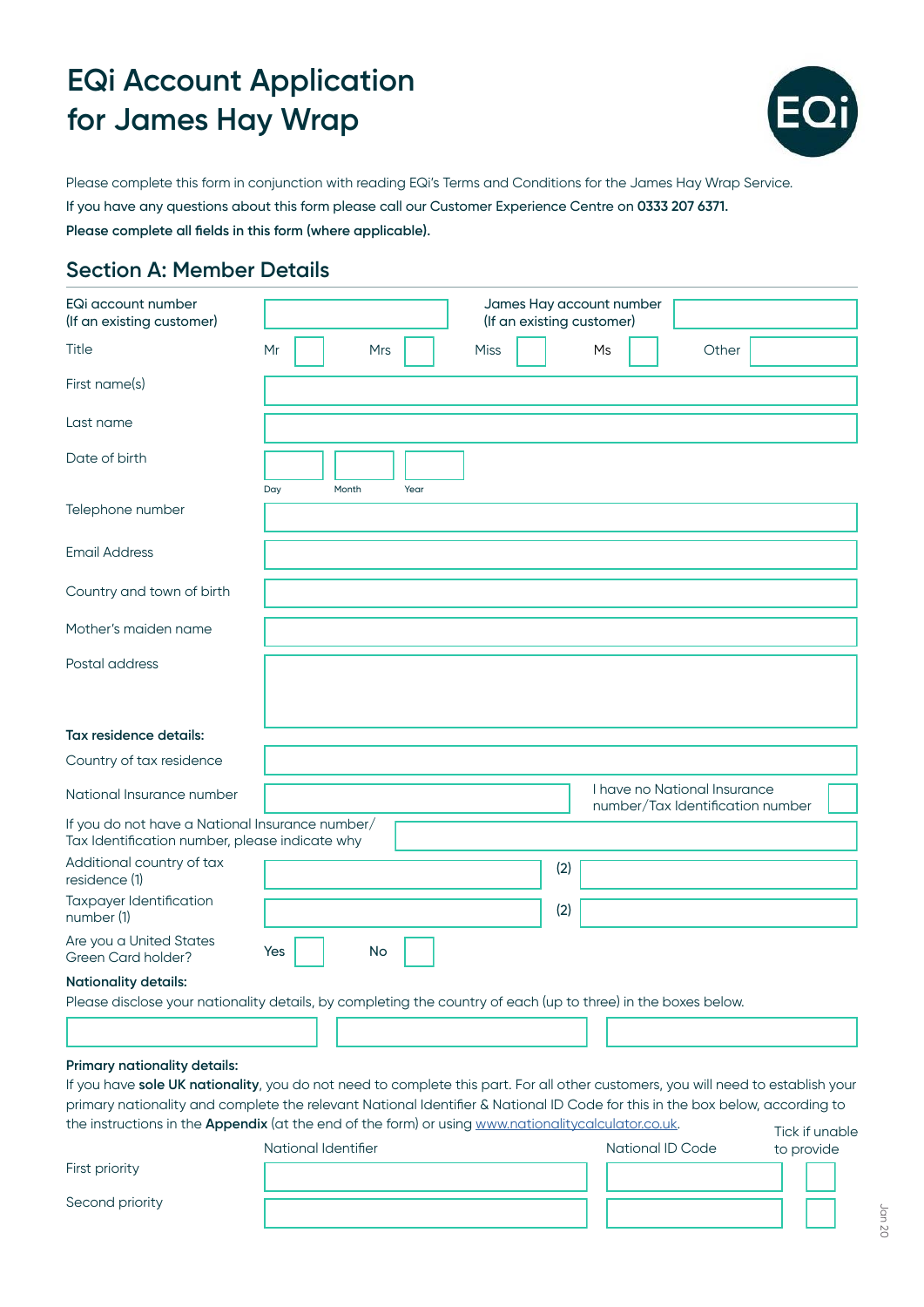# EQi Account Application for James Hay Wrap

Please complete this form in conjunction with reading EQi's Terms and Conditions for the James Hay Wrap Service.

**If you have any questions about this form please call our Customer Experience Centre on 0333 207 6371.**

**Please complete all fields in this form (where applicable).**

## Section A: Member Details

| | |
|---|---|
| EQi account number (If an existing customer) | |
| James Hay account number (If an existing customer) | |
| Title | Mr ☐ Mrs ☐ Miss ☐ Ms ☐ Other |
| First name(s) | |
| Last name | |
| Date of birth | Day / Month / Year |
| Telephone number | |
| Email Address | |
| Country and town of birth | |
| Mother's maiden name | |
| Postal address | |

**Tax residence details:**

| | |
|---|---|
| Country of tax residence | |
| National Insurance number | |
| I have no National Insurance number/Tax Identification number | ☐ |
| If you do not have a National Insurance number/ Tax Identification number, please indicate why | |
| Additional country of tax residence (1) | (2) |
| Taxpayer Identification number (1) | (2) |
| Are you a United States Green Card holder? | Yes ☐ No ☐ |

**Nationality details:**

Please disclose your nationality details, by completing the country of each (up to three) in the boxes below.

| | | |
|---|---|---|
| | | |

**Primary nationality details:**

If you have **sole UK nationality**, you do not need to complete this part. For all other customers, you will need to establish your primary nationality and complete the relevant National Identifier & National ID Code for this in the box below, according to the instructions in the **Appendix** (at the end of the form) or using www.nationalitycalculator.co.uk.

| | National Identifier | National ID Code | Tick if unable to provide |
|---|---|---|---|
| First priority | | | ☐ |
| Second priority | | | ☐ |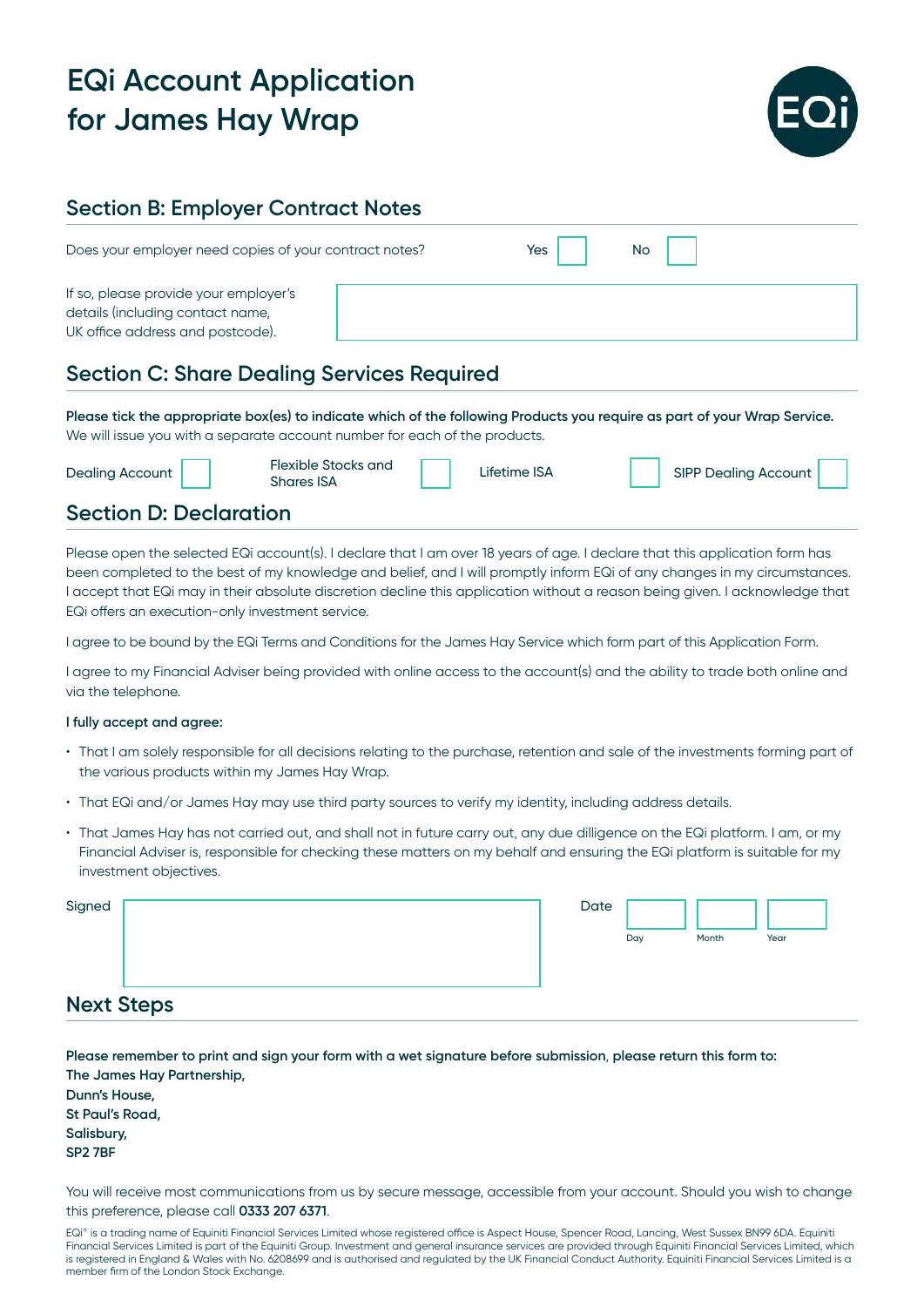# EQi Account Application for James Hay Wrap

## Section B: Employer Contract Notes

Does your employer need copies of your contract notes? Yes ☐ No ☐

If so, please provide your employer's details (including contact name, UK office address and postcode).

## Section C: Share Dealing Services Required

**Please tick the appropriate box(es) to indicate which of the following Products you require as part of your Wrap Service.**
We will issue you with a separate account number for each of the products.

Dealing Account ☐ Flexible Stocks and Shares ISA ☐ Lifetime ISA ☐ SIPP Dealing Account ☐

## Section D: Declaration

Please open the selected EQi account(s). I declare that I am over 18 years of age. I declare that this application form has been completed to the best of my knowledge and belief, and I will promptly inform EQi of any changes in my circumstances. I accept that EQi may in their absolute discretion decline this application without a reason being given. I acknowledge that EQi offers an execution-only investment service.

I agree to be bound by the EQi Terms and Conditions for the James Hay Service which form part of this Application Form.

I agree to my Financial Adviser being provided with online access to the account(s) and the ability to trade both online and via the telephone.

**I fully accept and agree:**

- That I am solely responsible for all decisions relating to the purchase, retention and sale of the investments forming part of the various products within my James Hay Wrap.
- That EQi and/or James Hay may use third party sources to verify my identity, including address details.
- That James Hay has not carried out, and shall not in future carry out, any due dilligence on the EQi platform. I am, or my Financial Adviser is, responsible for checking these matters on my behalf and ensuring the EQi platform is suitable for my investment objectives.

Signed

Date Day Month Year

## Next Steps

**Please remember to print and sign your form with a wet signature before submission, please return this form to:**
**The James Hay Partnership,**
**Dunn's House,**
**St Paul's Road,**
**Salisbury,**
**SP2 7BF**

You will receive most communications from us by secure message, accessible from your account. Should you wish to change this preference, please call **0333 207 6371**.

EQi® is a trading name of Equiniti Financial Services Limited whose registered office is Aspect House, Spencer Road, Lancing, West Sussex BN99 6DA. Equiniti Financial Services Limited is part of the Equiniti Group. Investment and general insurance services are provided through Equiniti Financial Services Limited, which is registered in England & Wales with No. 6208699 and is authorised and regulated by the UK Financial Conduct Authority. Equiniti Financial Services Limited is a member firm of the London Stock Exchange.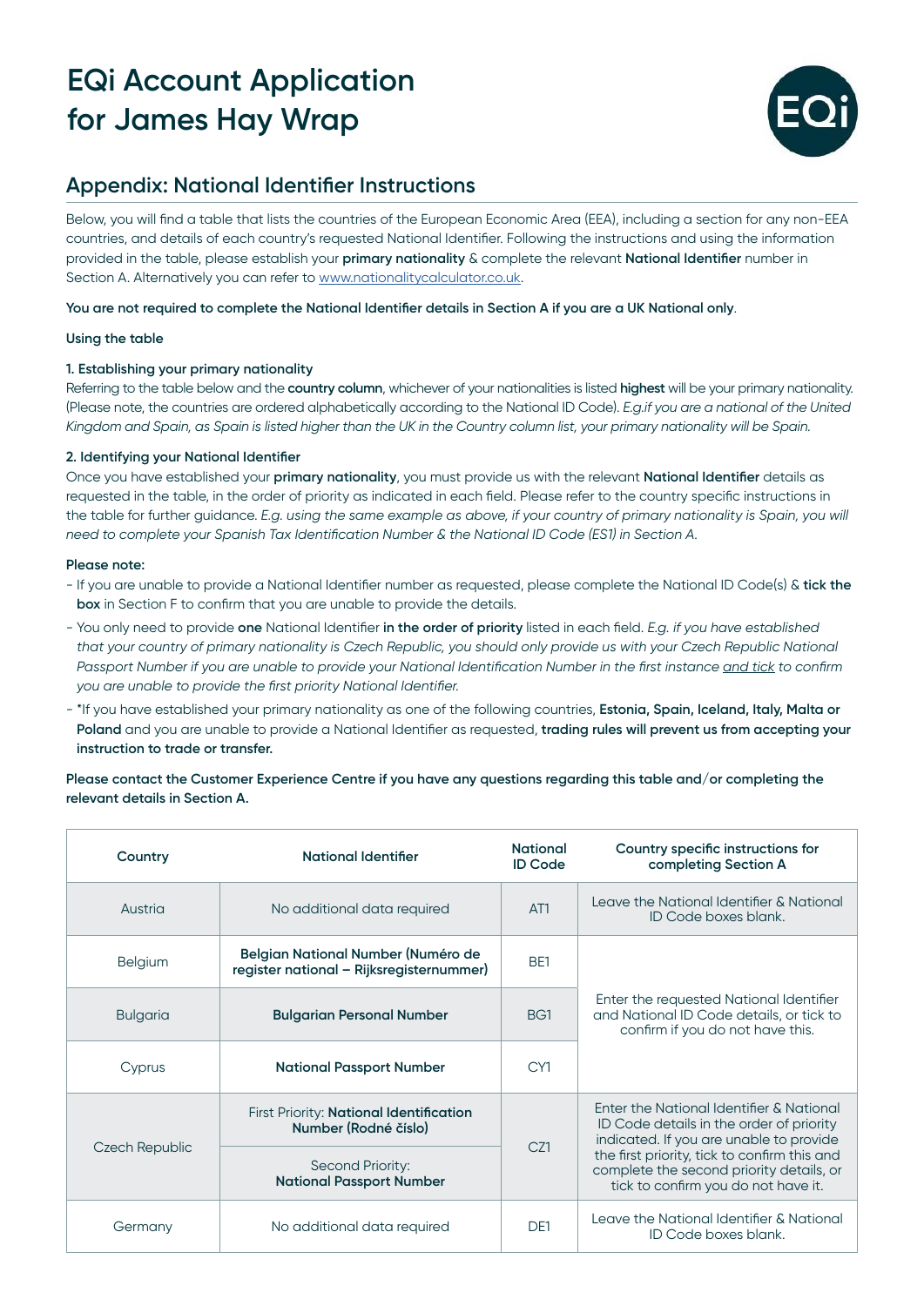# EQi Account Application for James Hay Wrap

## Appendix: National Identifier Instructions

Below, you will find a table that lists the countries of the European Economic Area (EEA), including a section for any non-EEA countries, and details of each country's requested National Identifier. Following the instructions and using the information provided in the table, please establish your **primary nationality** & complete the relevant **National Identifier** number in Section A. Alternatively you can refer to www.nationalitycalculator.co.uk.

**You are not required to complete the National Identifier details in Section A if you are a UK National only.**

**Using the table**

**1. Establishing your primary nationality**

Referring to the table below and the **country column**, whichever of your nationalities is listed **highest** will be your primary nationality. (Please note, the countries are ordered alphabetically according to the National ID Code). *E.g.if you are a national of the United Kingdom and Spain, as Spain is listed higher than the UK in the Country column list, your primary nationality will be Spain.*

**2. Identifying your National Identifier**

Once you have established your **primary nationality**, you must provide us with the relevant **National Identifier** details as requested in the table, in the order of priority as indicated in each field. Please refer to the country specific instructions in the table for further guidance. *E.g. using the same example as above, if your country of primary nationality is Spain, you will need to complete your Spanish Tax Identification Number & the National ID Code (ES1) in Section A.*

**Please note:**

- If you are unable to provide a National Identifier number as requested, please complete the National ID Code(s) & **tick the box** in Section F to confirm that you are unable to provide the details.
- You only need to provide **one** National Identifier **in the order of priority** listed in each field. *E.g. if you have established that your country of primary nationality is Czech Republic, you should only provide us with your Czech Republic National Passport Number if you are unable to provide your National Identification Number in the first instance and tick to confirm you are unable to provide the first priority National Identifier.*
- *If you have established your primary nationality as one of the following countries, **Estonia, Spain, Iceland, Italy, Malta or Poland** and you are unable to provide a National Identifier as requested, **trading rules will prevent us from accepting your instruction to trade or transfer.**

**Please contact the Customer Experience Centre if you have any questions regarding this table and/or completing the relevant details in Section A.**

| Country | National Identifier | National ID Code | Country specific instructions for completing Section A |
|---|---|---|---|
| Austria | No additional data required | AT1 | Leave the National Identifier & National ID Code boxes blank. |
| Belgium | **Belgian National Number (Numéro de register national – Rijksregisternummer)** | BE1 | Enter the requested National Identifier and National ID Code details, or tick to confirm if you do not have this. |
| Bulgaria | **Bulgarian Personal Number** | BG1 | |
| Cyprus | **National Passport Number** | CY1 | |
| Czech Republic | First Priority: **National Identification Number (Rodné číslo)** | CZ1 | Enter the National Identifier & National ID Code details in the order of priority indicated. If you are unable to provide the first priority, tick to confirm this and complete the second priority details, or tick to confirm you do not have it. |
| | Second Priority: **National Passport Number** | | |
| Germany | No additional data required | DE1 | Leave the National Identifier & National ID Code boxes blank. |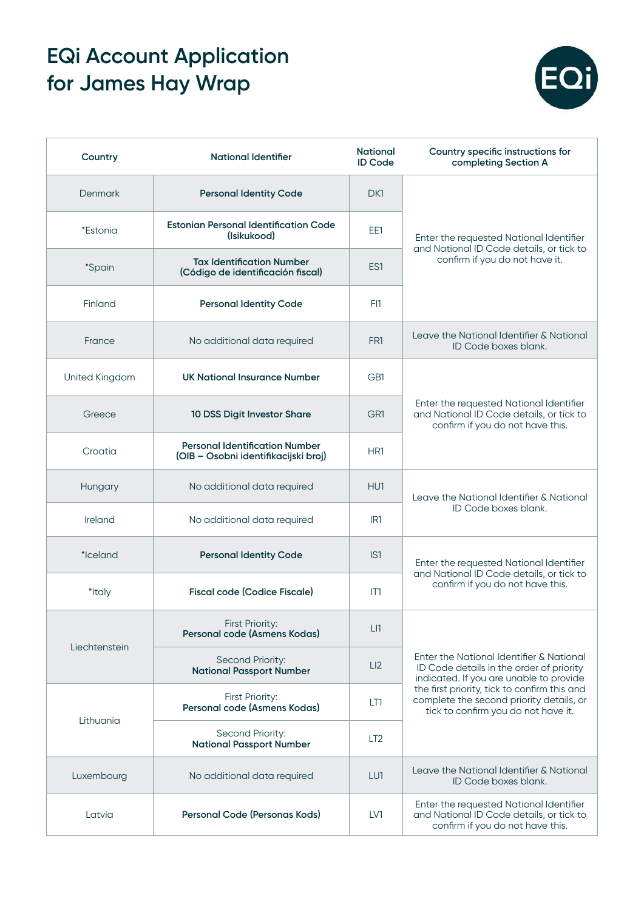# EQi Account Application for James Hay Wrap

| Country | National Identifier | National ID Code | Country specific instructions for completing Section A |
|---|---|---|---|
| Denmark | **Personal Identity Code** | DK1 | Enter the requested National Identifier and National ID Code details, or tick to confirm if you do not have it. |
| *Estonia | **Estonian Personal Identification Code (Isikukood)** | EE1 | |
| *Spain | **Tax Identification Number (Código de identificación fiscal)** | ES1 | |
| Finland | **Personal Identity Code** | FI1 | |
| France | No additional data required | FR1 | Leave the National Identifier & National ID Code boxes blank. |
| United Kingdom | **UK National Insurance Number** | GB1 | Enter the requested National Identifier and National ID Code details, or tick to confirm if you do not have this. |
| Greece | **10 DSS Digit Investor Share** | GR1 | |
| Croatia | **Personal Identification Number (OIB – Osobni identifikacijski broj)** | HR1 | |
| Hungary | No additional data required | HU1 | Leave the National Identifier & National ID Code boxes blank. |
| Ireland | No additional data required | IR1 | |
| *Iceland | **Personal Identity Code** | IS1 | Enter the requested National Identifier and National ID Code details, or tick to confirm if you do not have this. |
| *Italy | **Fiscal code (Codice Fiscale)** | IT1 | |
| Liechtenstein | First Priority: **Personal code (Asmens Kodas)** | LI1 | Enter the National Identifier & National ID Code details in the order of priority indicated. If you are unable to provide the first priority, tick to confirm this and complete the second priority details, or tick to confirm you do not have it. |
| | Second Priority: **National Passport Number** | LI2 | |
| Lithuania | First Priority: **Personal code (Asmens Kodas)** | LT1 | |
| | Second Priority: **National Passport Number** | LT2 | |
| Luxembourg | No additional data required | LU1 | Leave the National Identifier & National ID Code boxes blank. |
| Latvia | **Personal Code (Personas Kods)** | LV1 | Enter the requested National Identifier and National ID Code details, or tick to confirm if you do not have this. |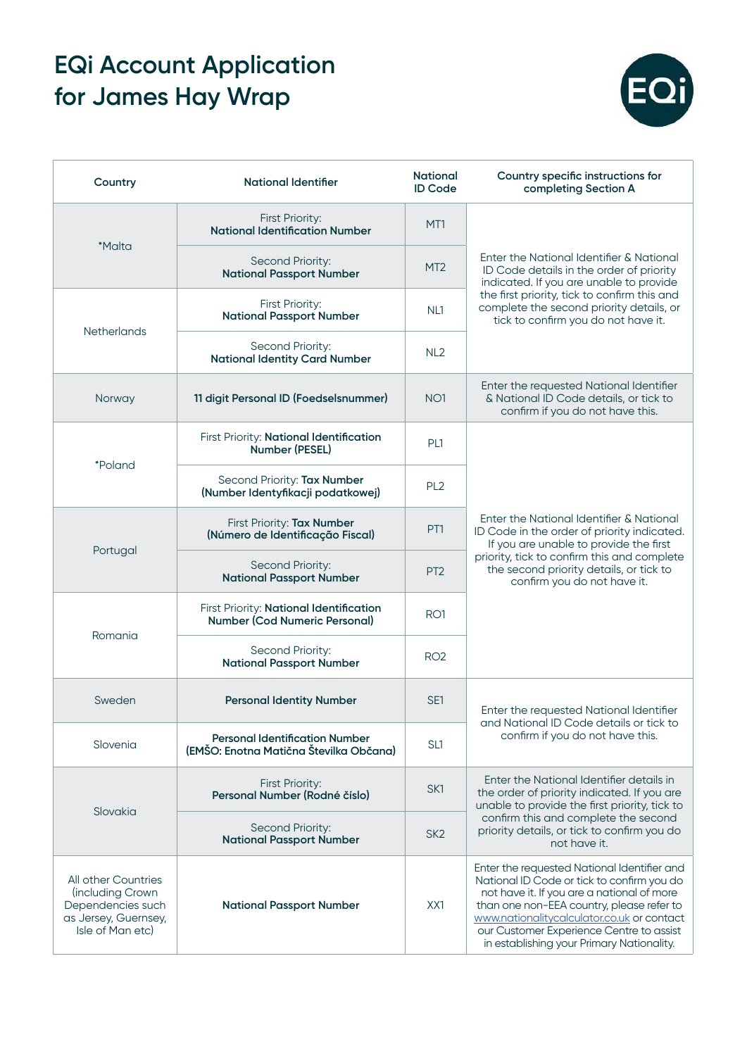# EQi Account Application for James Hay Wrap

| Country | National Identifier | National ID Code | Country specific instructions for completing Section A |
|---|---|---|---|
| *Malta | First Priority: **National Identification Number** | MT1 | Enter the National Identifier & National ID Code details in the order of priority indicated. If you are unable to provide the first priority, tick to confirm this and complete the second priority details, or tick to confirm you do not have it. |
| | Second Priority: **National Passport Number** | MT2 | |
| Netherlands | First Priority: **National Passport Number** | NL1 | |
| | Second Priority: **National Identity Card Number** | NL2 | |
| Norway | **11 digit Personal ID (Foedselsnummer)** | NO1 | Enter the requested National Identifier & National ID Code details, or tick to confirm if you do not have this. |
| *Poland | First Priority: **National Identification Number (PESEL)** | PL1 | Enter the National Identifier & National ID Code in the order of priority indicated. If you are unable to provide the first priority, tick to confirm this and complete the second priority details, or tick to confirm you do not have it. |
| | Second Priority: **Tax Number (Number Identyfikacji podatkowej)** | PL2 | |
| Portugal | First Priority: **Tax Number (Número de Identificação Fiscal)** | PT1 | |
| | Second Priority: **National Passport Number** | PT2 | |
| Romania | First Priority: **National Identification Number (Cod Numeric Personal)** | RO1 | |
| | Second Priority: **National Passport Number** | RO2 | |
| Sweden | **Personal Identity Number** | SE1 | Enter the requested National Identifier and National ID Code details or tick to confirm if you do not have this. |
| Slovenia | **Personal Identification Number (EMŠO: Enotna Matična Številka Občana)** | SL1 | |
| Slovakia | First Priority: **Personal Number (Rodné číslo)** | SK1 | Enter the National Identifier details in the order of priority indicated. If you are unable to provide the first priority, tick to confirm this and complete the second priority details, or tick to confirm you do not have it. |
| | Second Priority: **National Passport Number** | SK2 | |
| All other Countries (including Crown Dependencies such as Jersey, Guernsey, Isle of Man etc) | **National Passport Number** | XX1 | Enter the requested National Identifier and National ID Code or tick to confirm you do not have it. If you are a national of more than one non-EEA country, please refer to www.nationalitycalculator.co.uk or contact our Customer Experience Centre to assist in establishing your Primary Nationality. |